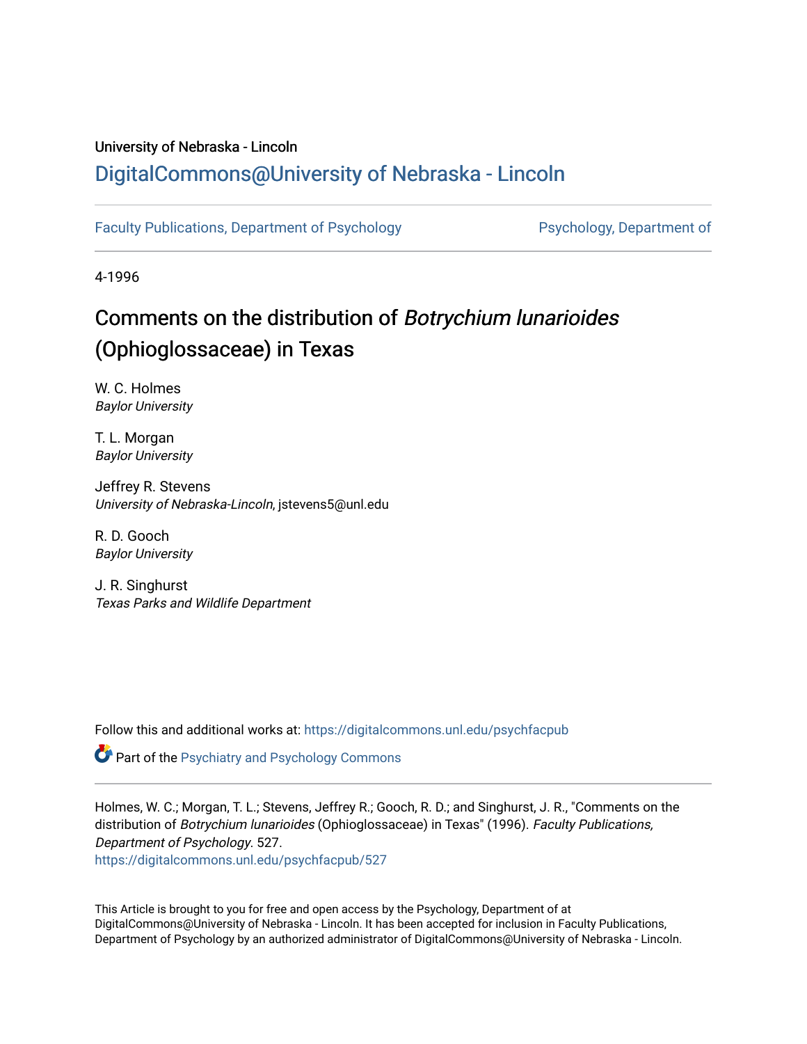University of Nebraska - Lincoln

## DigitalCommons@University of Nebraska - Lincoln

Faculty Publications, Department of Psychology

Psychology, Department of

4-1996

# Comments on the distribution of *Botrychium lunarioides* (Ophioglossaceae) in Texas

W. C. Holmes
*Baylor University*

T. L. Morgan
*Baylor University*

Jeffrey R. Stevens
*University of Nebraska-Lincoln*, jstevens5@unl.edu

R. D. Gooch
*Baylor University*

J. R. Singhurst
*Texas Parks and Wildlife Department*

Follow this and additional works at: https://digitalcommons.unl.edu/psychfacpub

Part of the Psychiatry and Psychology Commons

Holmes, W. C.; Morgan, T. L.; Stevens, Jeffrey R.; Gooch, R. D.; and Singhurst, J. R., "Comments on the distribution of *Botrychium lunarioides* (Ophioglossaceae) in Texas" (1996). *Faculty Publications, Department of Psychology*. 527.
https://digitalcommons.unl.edu/psychfacpub/527

This Article is brought to you for free and open access by the Psychology, Department of at DigitalCommons@University of Nebraska - Lincoln. It has been accepted for inclusion in Faculty Publications, Department of Psychology by an authorized administrator of DigitalCommons@University of Nebraska - Lincoln.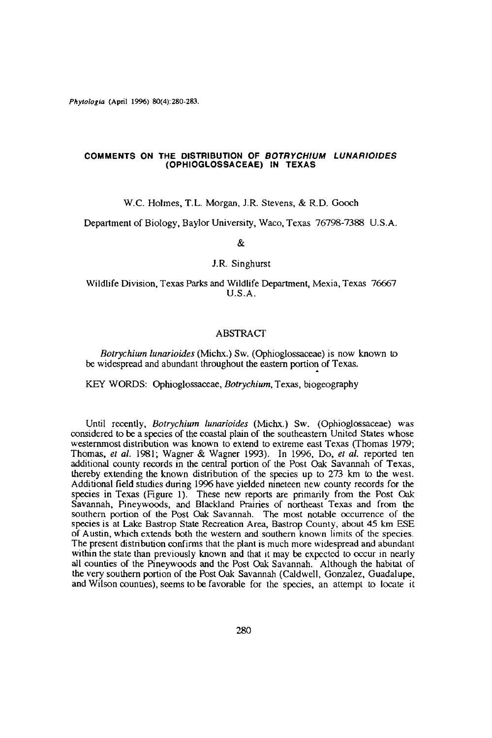**COMMENTS ON THE DISTRIBUTION OF *BOTRYCHIUM LUNARIOIDES* (OPHIOGLOSSACEAE) IN TEXAS**

W.C. Holmes, T.L. Morgan, J.R. Stevens, & R.D. Gooch

Department of Biology, Baylor University, Waco, Texas 76798-7388 U.S.A.

&

J.R. Singhurst

Wildlife Division, Texas Parks and Wildlife Department, Mexia, Texas 76667 U.S.A.

## ABSTRACT

*Botrychium lunarioides* (Michx.) Sw. (Ophioglossaceae) is now known to be widespread and abundant throughout the eastern portion of Texas.

KEY WORDS: Ophioglossaceae, *Botrychium*, Texas, biogeography

Until recently, *Botrychium lunarioides* (Michx.) Sw. (Ophioglossaceae) was considered to be a species of the coastal plain of the southeastern United States whose westernmost distribution was known to extend to extreme east Texas (Thomas 1979; Thomas, *et al.* 1981; Wagner & Wagner 1993). In 1996, Do, *et al.* reported ten additional county records in the central portion of the Post Oak Savannah of Texas, thereby extending the known distribution of the species up to 273 km to the west. Additional field studies during 1996 have yielded nineteen new county records for the species in Texas (Figure 1). These new reports are primarily from the Post Oak Savannah, Pineywoods, and Blackland Prairies of northeast Texas and from the southern portion of the Post Oak Savannah. The most notable occurrence of the species is at Lake Bastrop State Recreation Area, Bastrop County, about 45 km ESE of Austin, which extends both the western and southern known limits of the species. The present distribution confirms that the plant is much more widespread and abundant within the state than previously known and that it may be expected to occur in nearly all counties of the Pineywoods and the Post Oak Savannah. Although the habitat of the very southern portion of the Post Oak Savannah (Caldwell, Gonzalez, Guadalupe, and Wilson counties), seems to be favorable for the species, an attempt to locate it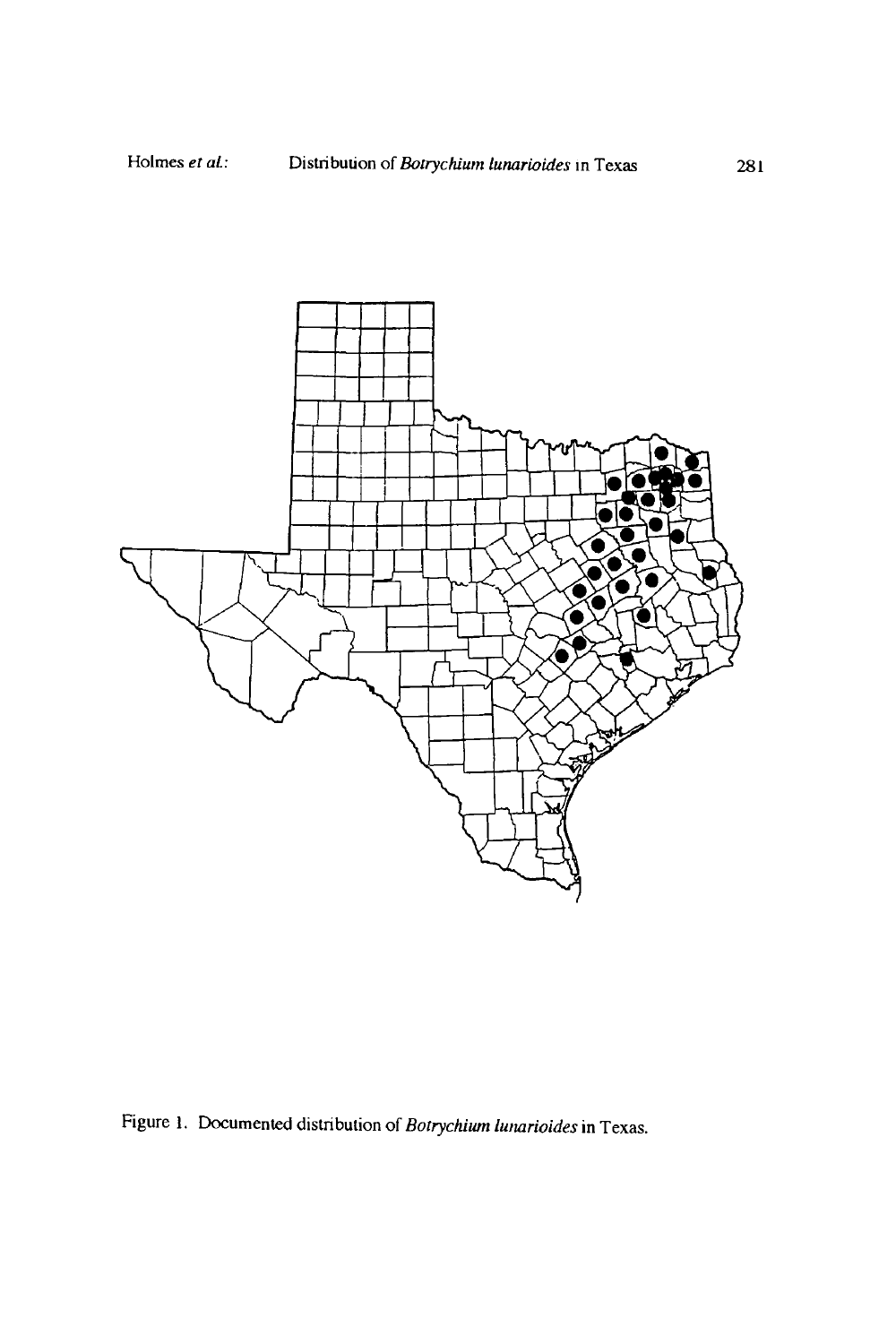Figure 1. Documented distribution of *Botrychium lunarioides* in Texas.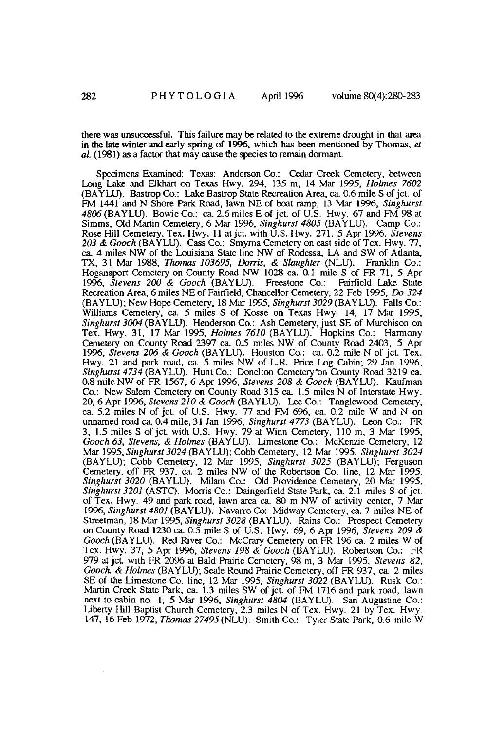there was unsuccessful. This failure may be related to the extreme drought in that area in the late winter and early spring of 1996, which has been mentioned by Thomas, *et al.* (1981) as a factor that may cause the species to remain dormant.

Specimens Examined: Texas: Anderson Co.: Cedar Creek Cemetery, between Long Lake and Elkhart on Texas Hwy. 294, 135 m, 14 Mar 1995, *Holmes 7602* (BAYLU). Bastrop Co.: Lake Bastrop State Recreation Area, ca. 0.6 mile S of jct. of FM 1441 and N Shore Park Road, lawn NE of boat ramp, 13 Mar 1996, *Singhurst 4806* (BAYLU). Bowie Co.: ca. 2.6 miles E of jct. of U.S. Hwy. 67 and FM 98 at Simms, Old Martin Cemetery, 6 Mar 1996, *Singhurst 4805* (BAYLU). Camp Co.: Rose Hill Cemetery, Tex. Hwy. 11 at jct. with U.S. Hwy. 271, 5 Apr 1996, *Stevens 203 & Gooch* (BAYLU). Cass Co.: Smyrna Cemetery on east side of Tex. Hwy. 77, ca. 4 miles NW of the Louisiana State line NW of Rodessa, LA and SW of Atlanta, TX, 31 Mar 1988, *Thomas 103695, Dorris, & Slaughter* (NLU). Franklin Co.: Hogansport Cemetery on County Road NW 1028 ca. 0.1 mile S of FR 71, 5 Apr 1996, *Stevens 200 & Gooch* (BAYLU). Freestone Co.: Fairfield Lake State Recreation Area, 6 miles NE of Fairfield, Chancellor Cemetery, 22 Feb 1995, *Do 324* (BAYLU); New Hope Cemetery, 18 Mar 1995, *Singhurst 3029* (BAYLU). Falls Co.: Williams Cemetery, ca. 5 miles S of Kosse on Texas Hwy. 14, 17 Mar 1995, *Singhurst 3004* (BAYLU). Henderson Co.: Ash Cemetery, just SE of Murchison on Tex. Hwy. 31, 17 Mar 1995, *Holmes 7610* (BAYLU). Hopkins Co.: Harmony Cemetery on County Road 2397 ca. 0.5 miles NW of County Road 2403, 5 Apr 1996, *Stevens 206 & Gooch* (BAYLU). Houston Co.: ca. 0.2 mile N of jct. Tex. Hwy. 21 and park road, ca. 5 miles NW of L.R. Price Log Cabin; 29 Jan 1996, *Singhurst 4734* (BAYLU). Hunt Co.: Donelton Cemetery on County Road 3219 ca. 0.8 mile NW of FR 1567, 6 Apr 1996, *Stevens 208 & Gooch* (BAYLU). Kaufman Co.: New Salem Cemetery on County Road 315 ca. 1.5 miles N of Interstate Hwy. 20, 6 Apr 1996, *Stevens 210 & Gooch* (BAYLU). Lee Co.: Tanglewood Cemetery, ca. 5.2 miles N of jct. of U.S. Hwy. 77 and FM 696, ca. 0.2 mile W and N on unnamed road ca. 0.4 mile, 31 Jan 1996, *Singhurst 4773* (BAYLU). Leon Co.: FR 3, 1.5 miles S of jct. with U.S. Hwy. 79 at Winn Cemetery, 110 m, 3 Mar 1995, *Gooch 63, Stevens, & Holmes* (BAYLU). Limestone Co.: McKenzie Cemetery, 12 Mar 1995, *Singhurst 3024* (BAYLU); Cobb Cemetery, 12 Mar 1995, *Singhurst 3024* (BAYLU); Cobb Cemetery, 12 Mar 1995, *Singhurst 3025* (BAYLU); Ferguson Cemetery, off FR 937, ca. 2 miles NW of the Robertson Co. line, 12 Mar 1995, *Singhurst 3020* (BAYLU). Milam Co.: Old Providence Cemetery, 20 Mar 1995, *Singhurst 3201* (ASTC). Morris Co.: Daingerfield State Park, ca. 2.1 miles S of jct. of Tex. Hwy. 49 and park road, lawn area ca. 80 m NW of activity center, 7 Mar 1996, *Singhurst 4801* (BAYLU). Navarro Co: Midway Cemetery, ca. 7 miles NE of Streetman, 18 Mar 1995, *Singhurst 3028* (BAYLU). Rains Co.: Prospect Cemetery on County Road 1230 ca. 0.5 mile S of U.S. Hwy. 69, 6 Apr 1996, *Stevens 209 & Gooch* (BAYLU). Red River Co.: McCrary Cemetery on FR 196 ca. 2 miles W of Tex. Hwy. 37, 5 Apr 1996, *Stevens 198 & Gooch* (BAYLU). Robertson Co.: FR 979 at jct. with FR 2096 at Bald Prairie Cemetery, 98 m, 3 Mar 1995, *Stevens 82, Gooch, & Holmes* (BAYLU); Seale Round Prairie Cemetery, off FR 937, ca. 2 miles SE of the Limestone Co. line, 12 Mar 1995, *Singhurst 3022* (BAYLU). Rusk Co.: Martin Creek State Park, ca. 1.3 miles SW of jct. of FM 1716 and park road, lawn next to cabin no. 1, 5 Mar 1996, *Singhurst 4804* (BAYLU). San Augustine Co.: Liberty Hill Baptist Church Cemetery, 2.3 miles N of Tex. Hwy. 21 by Tex. Hwy. 147, 16 Feb 1972, *Thomas 27495* (NLU). Smith Co.: Tyler State Park, 0.6 mile W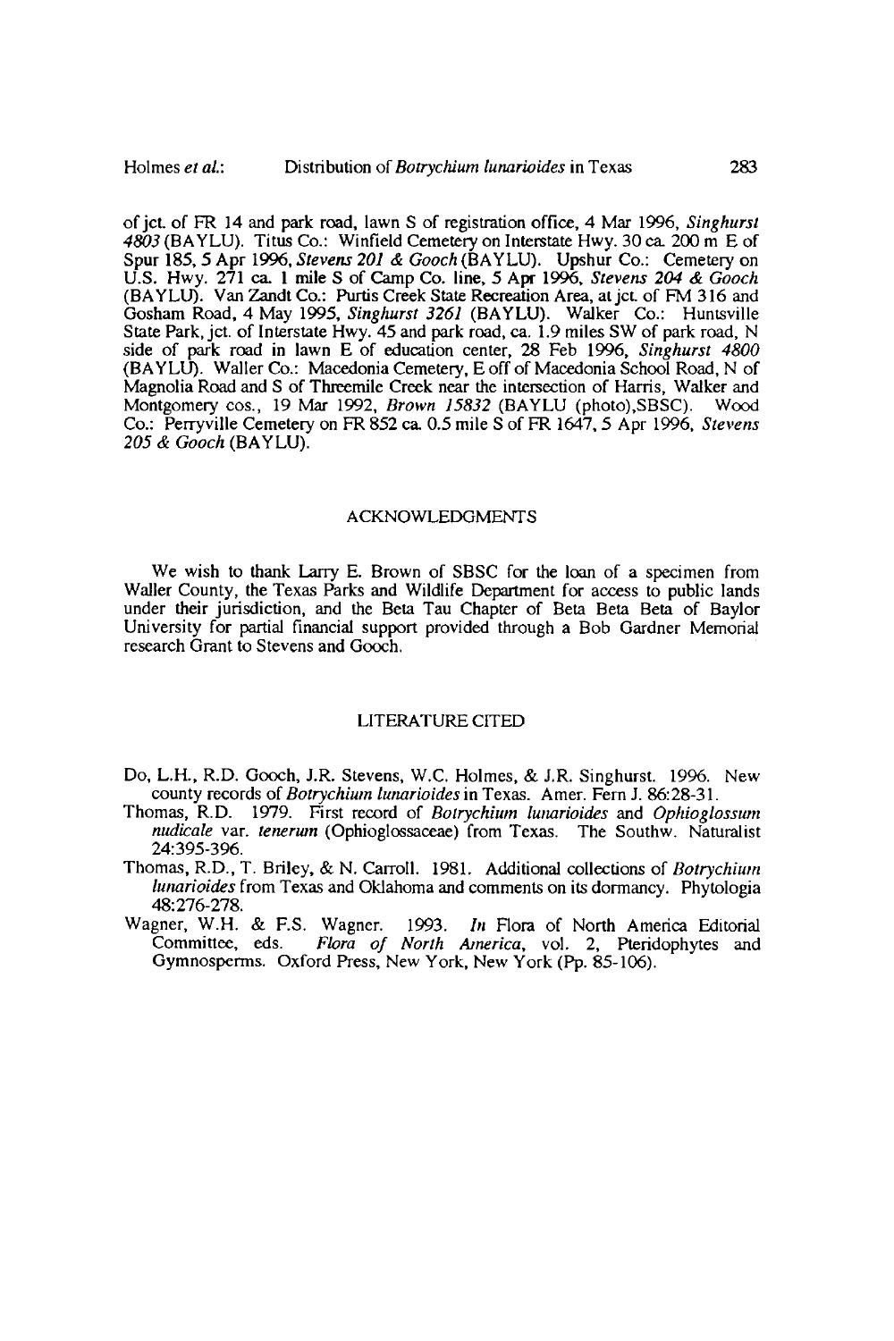of jct. of FR 14 and park road, lawn S of registration office, 4 Mar 1996, *Singhurst 4803* (BAYLU). Titus Co.: Winfield Cemetery on Interstate Hwy. 30 ca. 200 m E of Spur 185, 5 Apr 1996, *Stevens 201 & Gooch* (BAYLU). Upshur Co.: Cemetery on U.S. Hwy. 271 ca. 1 mile S of Camp Co. line, 5 Apr 1996, *Stevens 204 & Gooch* (BAYLU). Van Zandt Co.: Purtis Creek State Recreation Area, at jct. of FM 316 and Gosham Road, 4 May 1995, *Singhurst 3261* (BAYLU). Walker Co.: Huntsville State Park, jct. of Interstate Hwy. 45 and park road, ca. 1.9 miles SW of park road, N side of park road in lawn E of education center, 28 Feb 1996, *Singhurst 4800* (BAYLU). Waller Co.: Macedonia Cemetery, E off of Macedonia School Road, N of Magnolia Road and S of Threemile Creek near the intersection of Harris, Walker and Montgomery cos., 19 Mar 1992, *Brown 15832* (BAYLU (photo),SBSC). Wood Co.: Perryville Cemetery on FR 852 ca. 0.5 mile S of FR 1647, 5 Apr 1996, *Stevens 205 & Gooch* (BAYLU).

## ACKNOWLEDGMENTS

We wish to thank Larry E. Brown of SBSC for the loan of a specimen from Waller County, the Texas Parks and Wildlife Department for access to public lands under their jurisdiction, and the Beta Tau Chapter of Beta Beta Beta of Baylor University for partial financial support provided through a Bob Gardner Memorial research Grant to Stevens and Gooch.

## LITERATURE CITED

Do, L.H., R.D. Gooch, J.R. Stevens, W.C. Holmes, & J.R. Singhurst. 1996. New county records of *Botrychium lunarioides* in Texas. Amer. Fern J. 86:28-31.

Thomas, R.D. 1979. First record of *Botrychium lunarioides* and *Ophioglossum nudicale* var. *tenerum* (Ophioglossaceae) from Texas. The Southw. Naturalist 24:395-396.

Thomas, R.D., T. Briley, & N. Carroll. 1981. Additional collections of *Botrychium lunarioides* from Texas and Oklahoma and comments on its dormancy. Phytologia 48:276-278.

Wagner, W.H. & F.S. Wagner. 1993. *In* Flora of North America Editorial Committee, eds. *Flora of North America*, vol. 2, Pteridophytes and Gymnosperms. Oxford Press, New York, New York (Pp. 85-106).